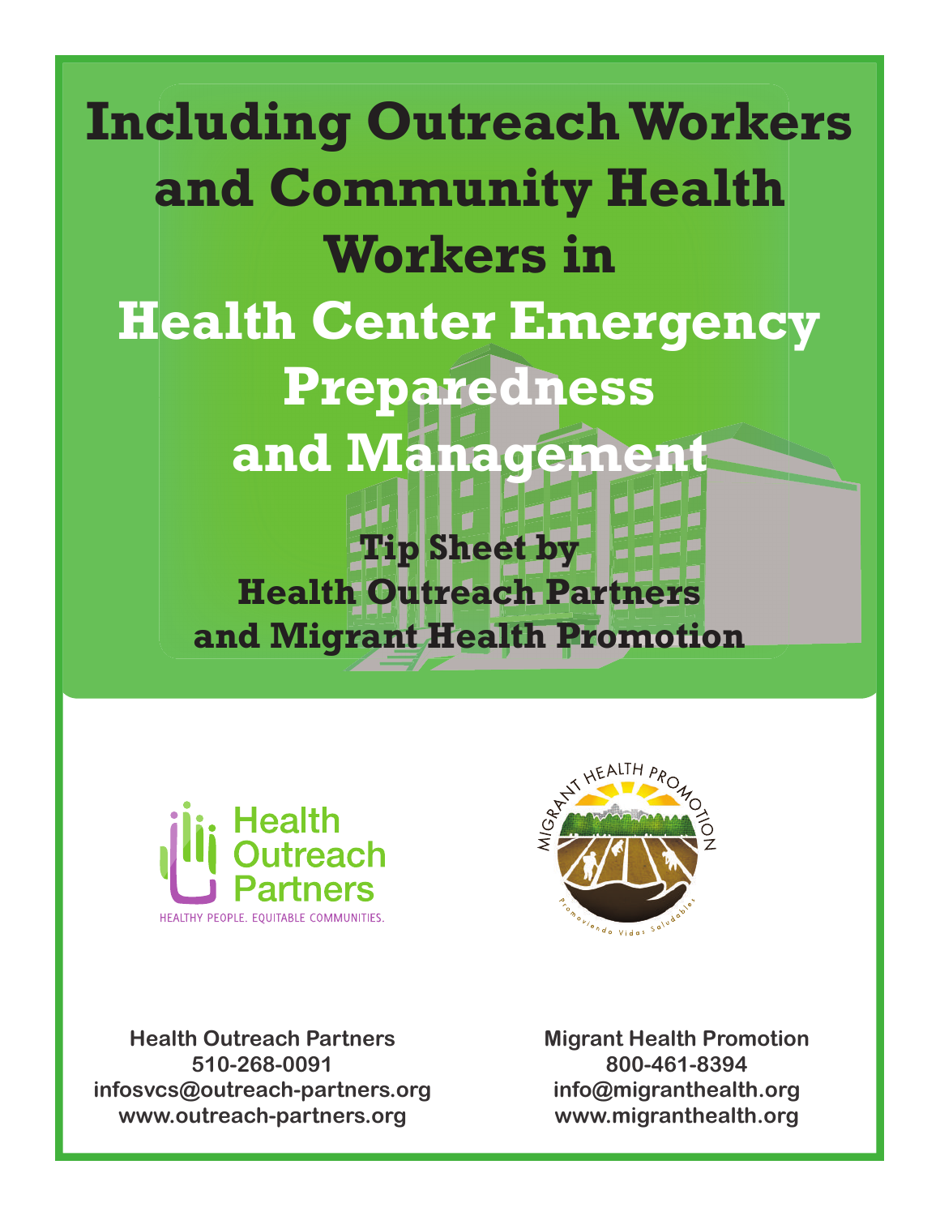# Including Outreach Workers and Community Health Workers in Health Center Emergency Preparedness and Management

## Tip Sheet by Health Outreach Partners and Migrant Health Promotion

Health Outreach Partners

HEALTHY PEOPLE. EQUITABLE COMMUNITIES.

MIGRANT HEALTH PROMOTION

Promoviendo Vidas Saludables

**Health Outreach Partners**
**510-268-0091**
**infosvcs@outreach-partners.org**
**www.outreach-partners.org**

**Migrant Health Promotion**
**800-461-8394**
**info@migranthealth.org**
**www.migranthealth.org**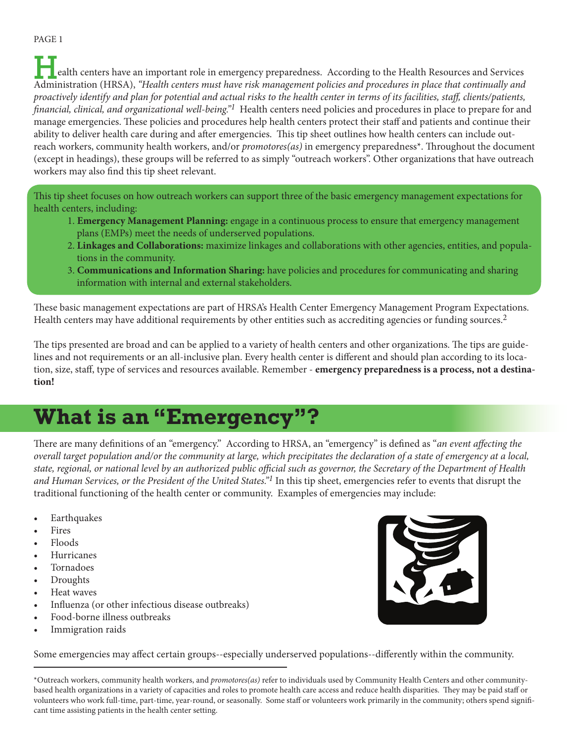Health centers have an important role in emergency preparedness. According to the Health Resources and Services Administration (HRSA), *"Health centers must have risk management policies and procedures in place that continually and proactively identify and plan for potential and actual risks to the health center in terms of its facilities, staff, clients/patients, financial, clinical, and organizational well-being."[1]* Health centers need policies and procedures in place to prepare for and manage emergencies. These policies and procedures help health centers protect their staff and patients and continue their ability to deliver health care during and after emergencies. This tip sheet outlines how health centers can include outreach workers, community health workers, and/or *promotores(as)* in emergency preparedness*. Throughout the document (except in headings), these groups will be referred to as simply "outreach workers". Other organizations that have outreach workers may also find this tip sheet relevant.

This tip sheet focuses on how outreach workers can support three of the basic emergency management expectations for health centers, including:

1. **Emergency Management Planning:** engage in a continuous process to ensure that emergency management plans (EMPs) meet the needs of underserved populations.
2. **Linkages and Collaborations:** maximize linkages and collaborations with other agencies, entities, and populations in the community.
3. **Communications and Information Sharing:** have policies and procedures for communicating and sharing information with internal and external stakeholders.

These basic management expectations are part of HRSA's Health Center Emergency Management Program Expectations. Health centers may have additional requirements by other entities such as accrediting agencies or funding sources.[2]

The tips presented are broad and can be applied to a variety of health centers and other organizations. The tips are guidelines and not requirements or an all-inclusive plan. Every health center is different and should plan according to its location, size, staff, type of services and resources available. Remember - **emergency preparedness is a process, not a destination!**

# What is an "Emergency"?

There are many definitions of an "emergency." According to HRSA, an "emergency" is defined as "*an event affecting the overall target population and/or the community at large, which precipitates the declaration of a state of emergency at a local, state, regional, or national level by an authorized public official such as governor, the Secretary of the Department of Health and Human Services, or the President of the United States."[1]* In this tip sheet, emergencies refer to events that disrupt the traditional functioning of the health center or community. Examples of emergencies may include:

- Earthquakes
- Fires
- Floods
- Hurricanes
- Tornadoes
- Droughts
- Heat waves
- Influenza (or other infectious disease outbreaks)
- Food-borne illness outbreaks
- Immigration raids

Some emergencies may affect certain groups--especially underserved populations--differently within the community.

---

*Outreach workers, community health workers, and *promotores(as)* refer to individuals used by Community Health Centers and other community-based health organizations in a variety of capacities and roles to promote health care access and reduce health disparities. They may be paid staff or volunteers who work full-time, part-time, year-round, or seasonally. Some staff or volunteers work primarily in the community; others spend significant time assisting patients in the health center setting.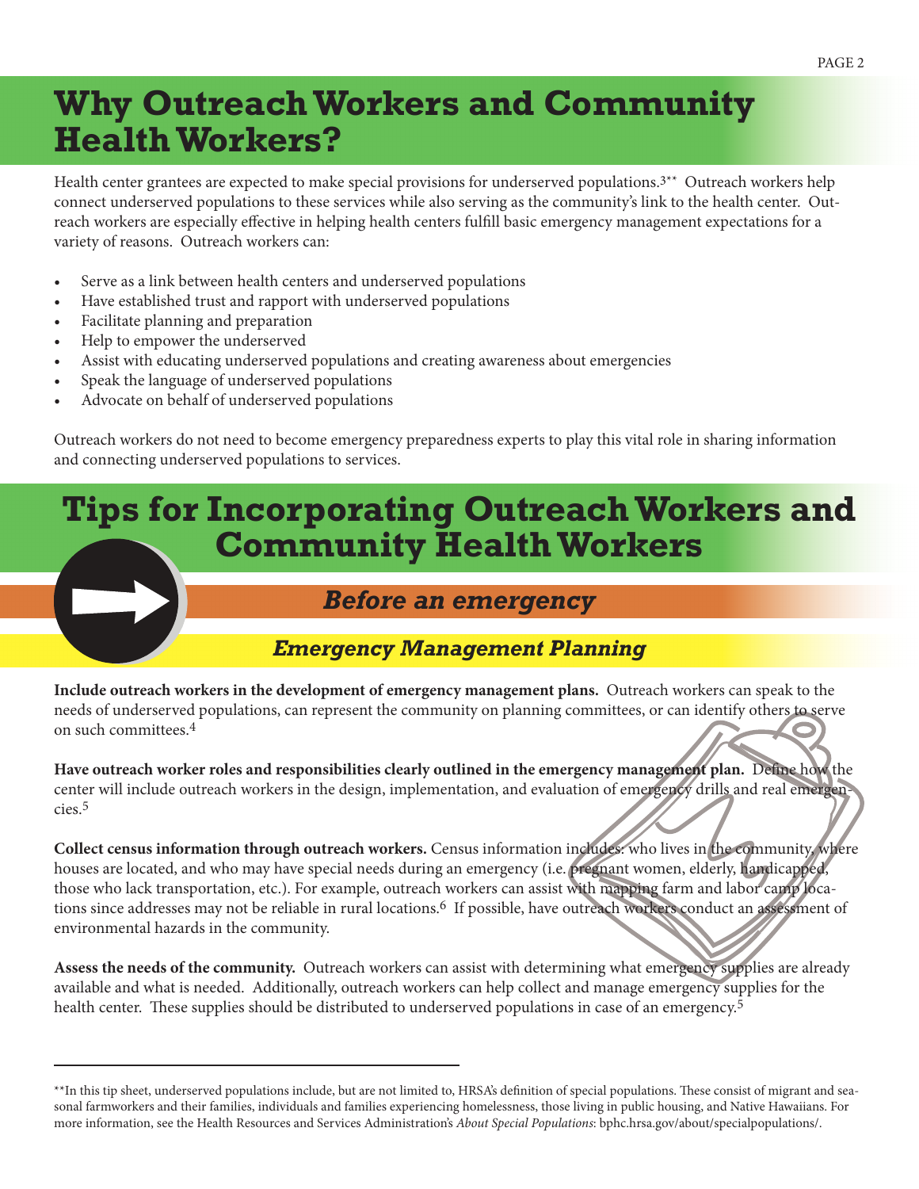# Why Outreach Workers and Community Health Workers?

Health center grantees are expected to make special provisions for underserved populations.[3**] Outreach workers help connect underserved populations to these services while also serving as the community's link to the health center. Outreach workers are especially effective in helping health centers fulfill basic emergency management expectations for a variety of reasons. Outreach workers can:

- Serve as a link between health centers and underserved populations
- Have established trust and rapport with underserved populations
- Facilitate planning and preparation
- Help to empower the underserved
- Assist with educating underserved populations and creating awareness about emergencies
- Speak the language of underserved populations
- Advocate on behalf of underserved populations

Outreach workers do not need to become emergency preparedness experts to play this vital role in sharing information and connecting underserved populations to services.

# Tips for Incorporating Outreach Workers and Community Health Workers

## *Before an emergency*

### *Emergency Management Planning*

**Include outreach workers in the development of emergency management plans.** Outreach workers can speak to the needs of underserved populations, can represent the community on planning committees, or can identify others to serve on such committees.[4]

**Have outreach worker roles and responsibilities clearly outlined in the emergency management plan.** Define how the center will include outreach workers in the design, implementation, and evaluation of emergency drills and real emergencies.[5]

**Collect census information through outreach workers.** Census information includes: who lives in the community, where houses are located, and who may have special needs during an emergency (i.e. pregnant women, elderly, handicapped, those who lack transportation, etc.). For example, outreach workers can assist with mapping farm and labor camp locations since addresses may not be reliable in rural locations.[6] If possible, have outreach workers conduct an assessment of environmental hazards in the community.

**Assess the needs of the community.** Outreach workers can assist with determining what emergency supplies are already available and what is needed. Additionally, outreach workers can help collect and manage emergency supplies for the health center. These supplies should be distributed to underserved populations in case of an emergency.[5]

---

**In this tip sheet, underserved populations include, but are not limited to, HRSA's definition of special populations. These consist of migrant and seasonal farmworkers and their families, individuals and families experiencing homelessness, those living in public housing, and Native Hawaiians. For more information, see the Health Resources and Services Administration's *About Special Populations*: bphc.hrsa.gov/about/specialpopulations/.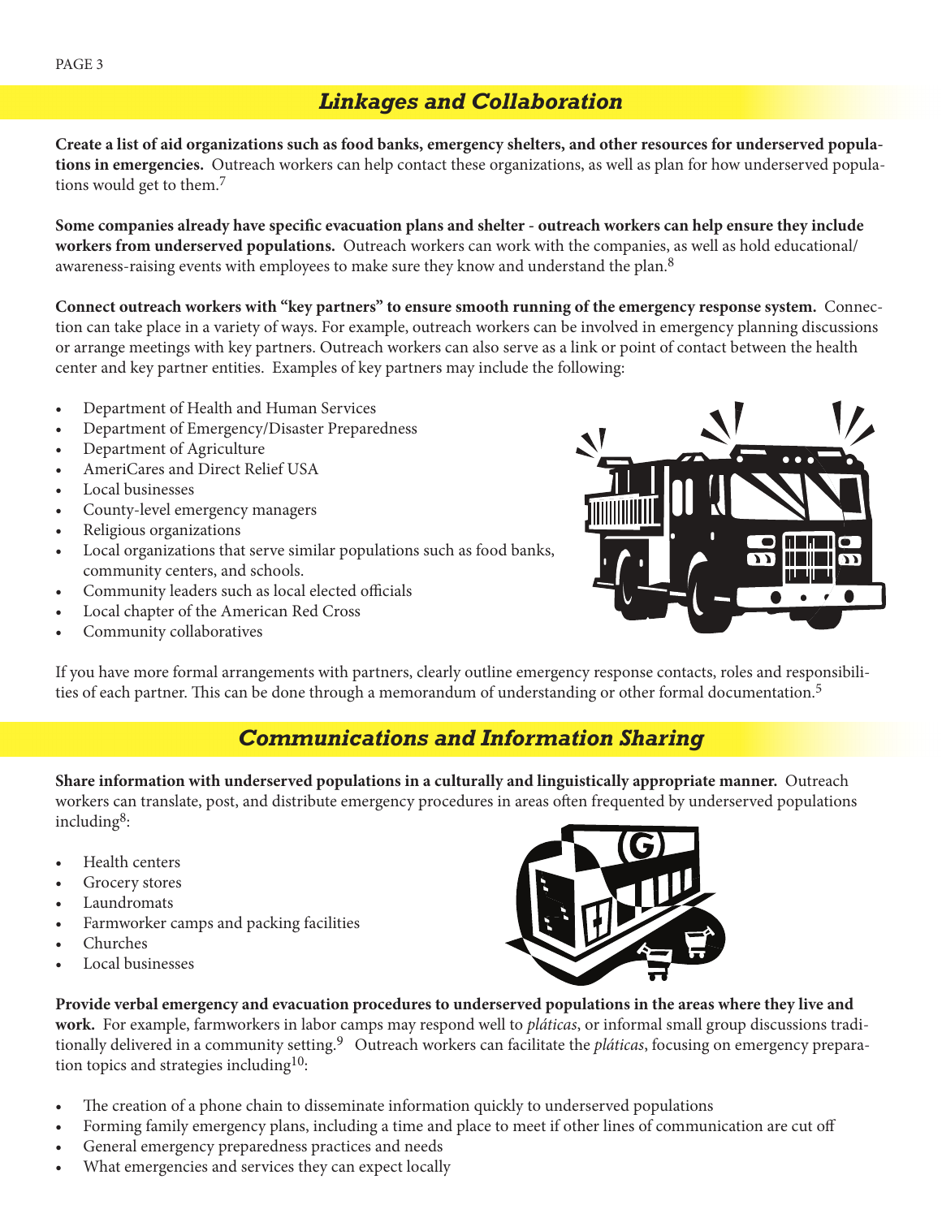## Linkages and Collaboration

**Create a list of aid organizations such as food banks, emergency shelters, and other resources for underserved populations in emergencies.** Outreach workers can help contact these organizations, as well as plan for how underserved populations would get to them.[7]

**Some companies already have specific evacuation plans and shelter - outreach workers can help ensure they include workers from underserved populations.** Outreach workers can work with the companies, as well as hold educational/awareness-raising events with employees to make sure they know and understand the plan.[8]

**Connect outreach workers with "key partners" to ensure smooth running of the emergency response system.** Connection can take place in a variety of ways. For example, outreach workers can be involved in emergency planning discussions or arrange meetings with key partners. Outreach workers can also serve as a link or point of contact between the health center and key partner entities. Examples of key partners may include the following:

- Department of Health and Human Services
- Department of Emergency/Disaster Preparedness
- Department of Agriculture
- AmeriCares and Direct Relief USA
- Local businesses
- County-level emergency managers
- Religious organizations
- Local organizations that serve similar populations such as food banks, community centers, and schools.
- Community leaders such as local elected officials
- Local chapter of the American Red Cross
- Community collaboratives

If you have more formal arrangements with partners, clearly outline emergency response contacts, roles and responsibilities of each partner. This can be done through a memorandum of understanding or other formal documentation.[5]

## Communications and Information Sharing

**Share information with underserved populations in a culturally and linguistically appropriate manner.** Outreach workers can translate, post, and distribute emergency procedures in areas often frequented by underserved populations including[8]:

- Health centers
- Grocery stores
- Laundromats
- Farmworker camps and packing facilities
- Churches
- Local businesses

**Provide verbal emergency and evacuation procedures to underserved populations in the areas where they live and work.** For example, farmworkers in labor camps may respond well to *pláticas*, or informal small group discussions traditionally delivered in a community setting.[9] Outreach workers can facilitate the *pláticas*, focusing on emergency preparation topics and strategies including[10]:

- The creation of a phone chain to disseminate information quickly to underserved populations
- Forming family emergency plans, including a time and place to meet if other lines of communication are cut off
- General emergency preparedness practices and needs
- What emergencies and services they can expect locally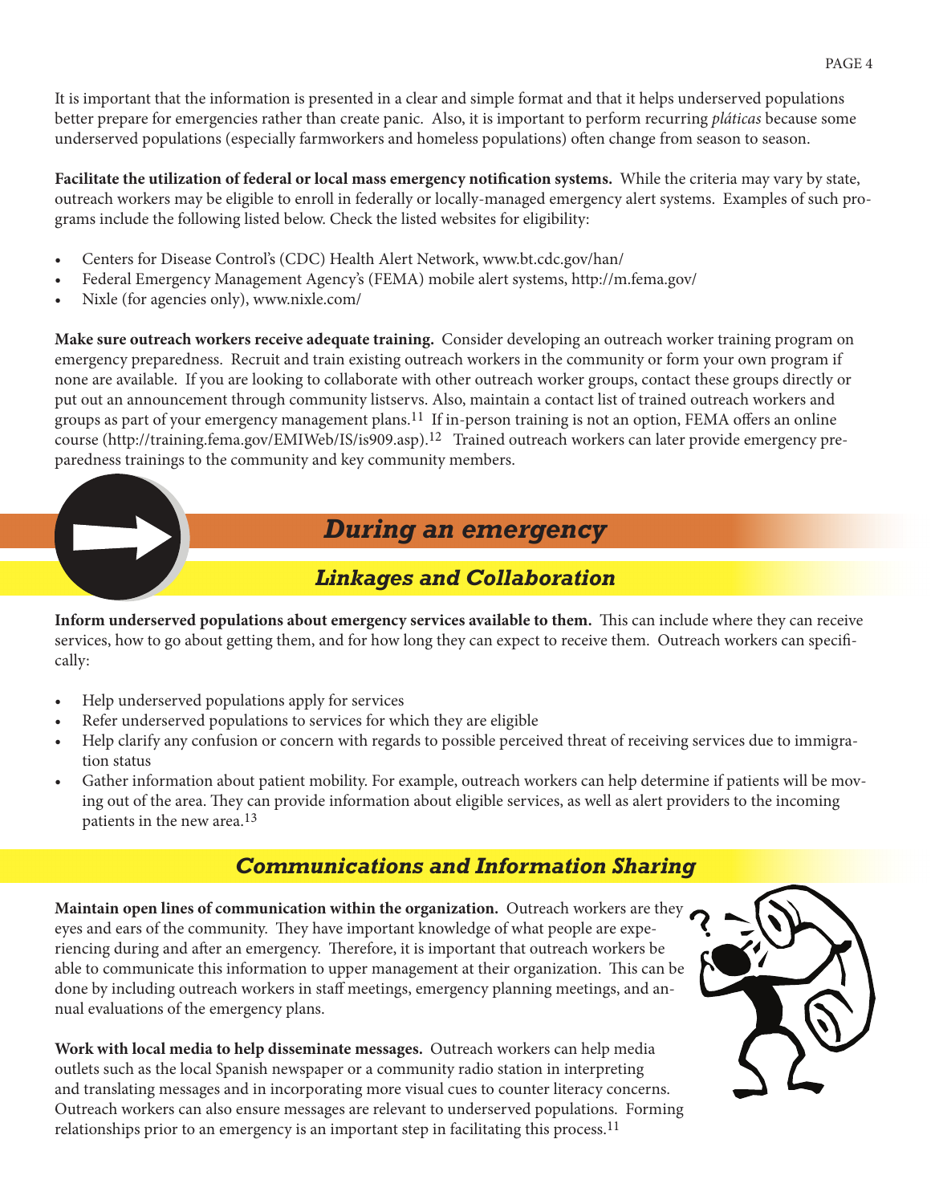It is important that the information is presented in a clear and simple format and that it helps underserved populations better prepare for emergencies rather than create panic. Also, it is important to perform recurring *pláticas* because some underserved populations (especially farmworkers and homeless populations) often change from season to season.

**Facilitate the utilization of federal or local mass emergency notification systems.** While the criteria may vary by state, outreach workers may be eligible to enroll in federally or locally-managed emergency alert systems. Examples of such programs include the following listed below. Check the listed websites for eligibility:

- Centers for Disease Control's (CDC) Health Alert Network, www.bt.cdc.gov/han/
- Federal Emergency Management Agency's (FEMA) mobile alert systems, http://m.fema.gov/
- Nixle (for agencies only), www.nixle.com/

**Make sure outreach workers receive adequate training.** Consider developing an outreach worker training program on emergency preparedness. Recruit and train existing outreach workers in the community or form your own program if none are available. If you are looking to collaborate with other outreach worker groups, contact these groups directly or put out an announcement through community listservs. Also, maintain a contact list of trained outreach workers and groups as part of your emergency management plans.[11] If in-person training is not an option, FEMA offers an online course (http://training.fema.gov/EMIWeb/IS/is909.asp).[12] Trained outreach workers can later provide emergency preparedness trainings to the community and key community members.

## During an emergency

### Linkages and Collaboration

**Inform underserved populations about emergency services available to them.** This can include where they can receive services, how to go about getting them, and for how long they can expect to receive them. Outreach workers can specifically:

- Help underserved populations apply for services
- Refer underserved populations to services for which they are eligible
- Help clarify any confusion or concern with regards to possible perceived threat of receiving services due to immigration status
- Gather information about patient mobility. For example, outreach workers can help determine if patients will be moving out of the area. They can provide information about eligible services, as well as alert providers to the incoming patients in the new area.[13]

### Communications and Information Sharing

**Maintain open lines of communication within the organization.** Outreach workers are they eyes and ears of the community. They have important knowledge of what people are experiencing during and after an emergency. Therefore, it is important that outreach workers be able to communicate this information to upper management at their organization. This can be done by including outreach workers in staff meetings, emergency planning meetings, and annual evaluations of the emergency plans.

**Work with local media to help disseminate messages.** Outreach workers can help media outlets such as the local Spanish newspaper or a community radio station in interpreting and translating messages and in incorporating more visual cues to counter literacy concerns. Outreach workers can also ensure messages are relevant to underserved populations. Forming relationships prior to an emergency is an important step in facilitating this process.[11]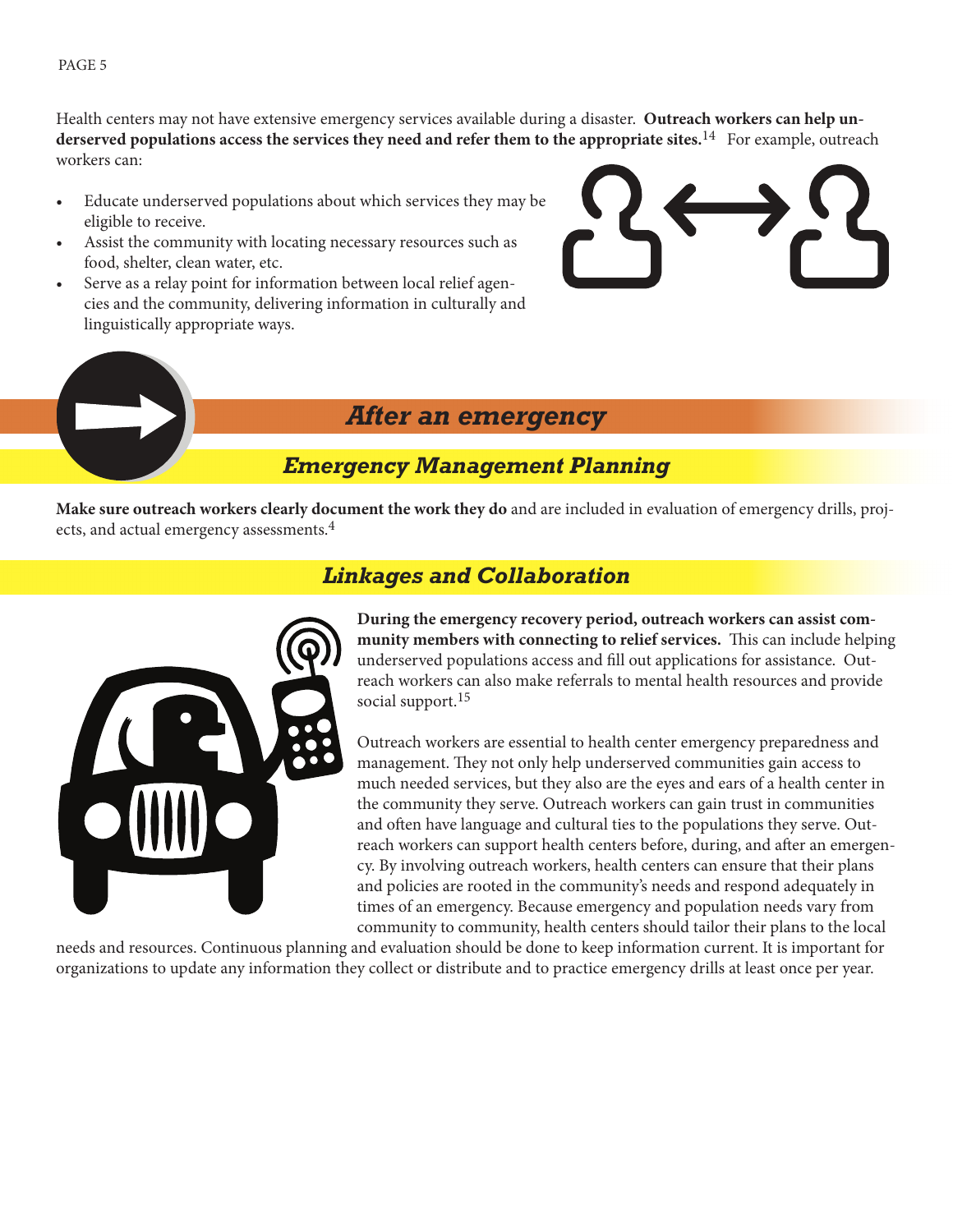Health centers may not have extensive emergency services available during a disaster. **Outreach workers can help underserved populations access the services they need and refer them to the appropriate sites.**[14] For example, outreach workers can:

- Educate underserved populations about which services they may be eligible to receive.
- Assist the community with locating necessary resources such as food, shelter, clean water, etc.
- Serve as a relay point for information between local relief agencies and the community, delivering information in culturally and linguistically appropriate ways.

## *After an emergency*

### *Emergency Management Planning*

**Make sure outreach workers clearly document the work they do** and are included in evaluation of emergency drills, projects, and actual emergency assessments.[4]

### *Linkages and Collaboration*

**During the emergency recovery period, outreach workers can assist community members with connecting to relief services.** This can include helping underserved populations access and fill out applications for assistance. Outreach workers can also make referrals to mental health resources and provide social support.[15]

Outreach workers are essential to health center emergency preparedness and management. They not only help underserved communities gain access to much needed services, but they also are the eyes and ears of a health center in the community they serve. Outreach workers can gain trust in communities and often have language and cultural ties to the populations they serve. Outreach workers can support health centers before, during, and after an emergency. By involving outreach workers, health centers can ensure that their plans and policies are rooted in the community's needs and respond adequately in times of an emergency. Because emergency and population needs vary from community to community, health centers should tailor their plans to the local needs and resources. Continuous planning and evaluation should be done to keep information current. It is important for organizations to update any information they collect or distribute and to practice emergency drills at least once per year.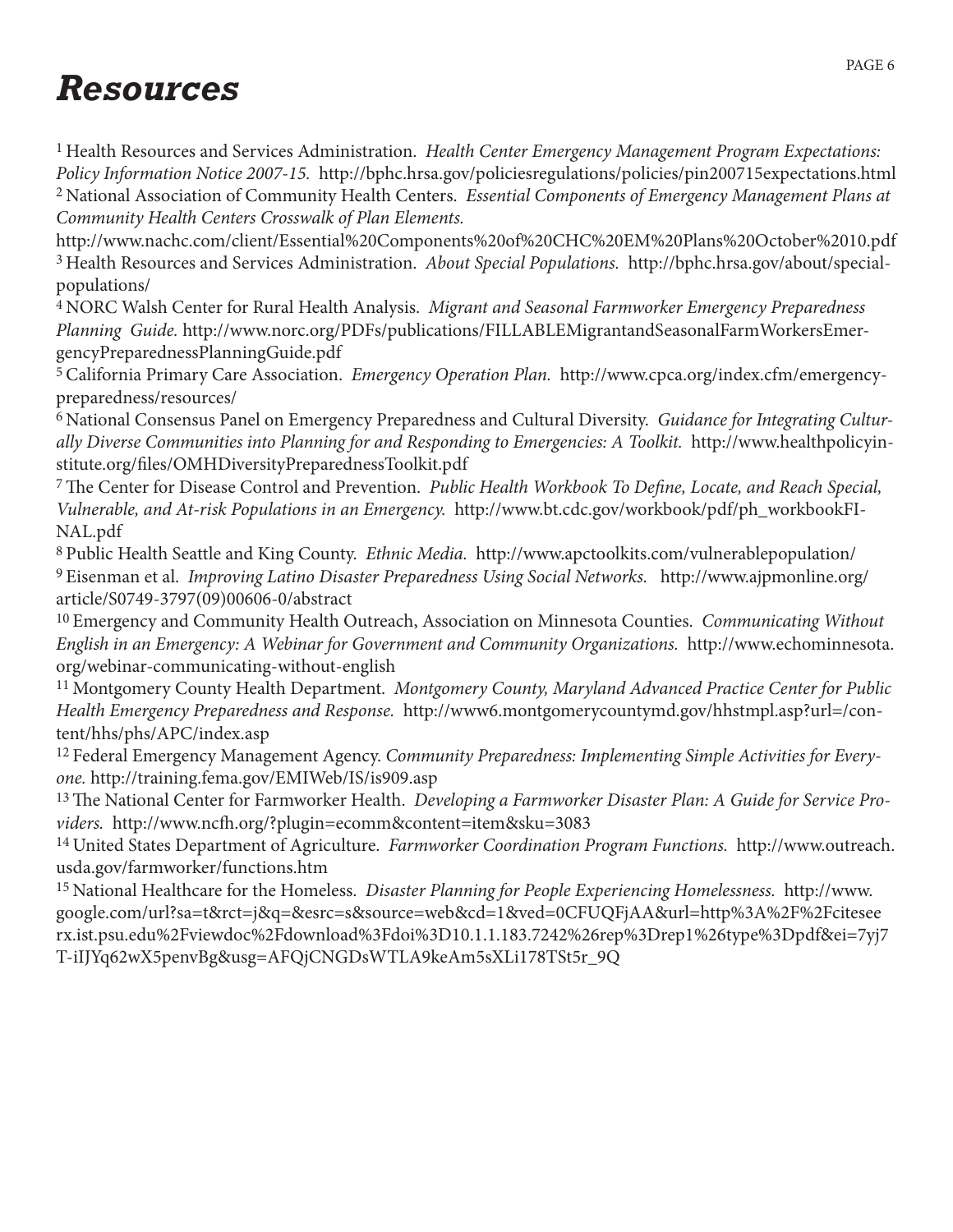# Resources

[1] Health Resources and Services Administration. *Health Center Emergency Management Program Expectations: Policy Information Notice 2007-15.* http://bphc.hrsa.gov/policiesregulations/policies/pin200715expectations.html

[2] National Association of Community Health Centers. *Essential Components of Emergency Management Plans at Community Health Centers Crosswalk of Plan Elements.* http://www.nachc.com/client/Essential%20Components%20of%20CHC%20EM%20Plans%20October%2010.pdf

[3] Health Resources and Services Administration. *About Special Populations.* http://bphc.hrsa.gov/about/special-populations/

[4] NORC Walsh Center for Rural Health Analysis. *Migrant and Seasonal Farmworker Emergency Preparedness Planning Guide.* http://www.norc.org/PDFs/publications/FILLABLEMigrantandSeasonalFarmWorkersEmergencyPreparednessPlanningGuide.pdf

[5] California Primary Care Association. *Emergency Operation Plan.* http://www.cpca.org/index.cfm/emergency-preparedness/resources/

[6] National Consensus Panel on Emergency Preparedness and Cultural Diversity. *Guidance for Integrating Culturally Diverse Communities into Planning for and Responding to Emergencies: A Toolkit.* http://www.healthpolicyinstitute.org/files/OMHDiversityPreparednessToolkit.pdf

[7] The Center for Disease Control and Prevention. *Public Health Workbook To Define, Locate, and Reach Special, Vulnerable, and At-risk Populations in an Emergency.* http://www.bt.cdc.gov/workbook/pdf/ph_workbookFINAL.pdf

[8] Public Health Seattle and King County. *Ethnic Media.* http://www.apctoolkits.com/vulnerablepopulation/

[9] Eisenman et al. *Improving Latino Disaster Preparedness Using Social Networks.* http://www.ajpmonline.org/article/S0749-3797(09)00606-0/abstract

[10] Emergency and Community Health Outreach, Association on Minnesota Counties. *Communicating Without English in an Emergency: A Webinar for Government and Community Organizations.* http://www.echominnesota.org/webinar-communicating-without-english

[11] Montgomery County Health Department. *Montgomery County, Maryland Advanced Practice Center for Public Health Emergency Preparedness and Response.* http://www6.montgomerycountymd.gov/hhstmpl.asp?url=/content/hhs/phs/APC/index.asp

[12] Federal Emergency Management Agency. *Community Preparedness: Implementing Simple Activities for Everyone.* http://training.fema.gov/EMIWeb/IS/is909.asp

[13] The National Center for Farmworker Health. *Developing a Farmworker Disaster Plan: A Guide for Service Providers.* http://www.ncfh.org/?plugin=ecomm&content=item&sku=3083

[14] United States Department of Agriculture. *Farmworker Coordination Program Functions.* http://www.outreach.usda.gov/farmworker/functions.htm

[15] National Healthcare for the Homeless. *Disaster Planning for People Experiencing Homelessness.* http://www.google.com/url?sa=t&rct=j&q=&esrc=s&source=web&cd=1&ved=0CFUQFjAA&url=http%3A%2F%2Fciteseerx.ist.psu.edu%2Fviewdoc%2Fdownload%3Fdoi%3D10.1.1.183.7242%26rep%3Drep1%26type%3Dpdf&ei=7yj7T-iIJYq62wX5penvBg&usg=AFQjCNGDsWTLA9keAm5sXLi178TSt5r_9Q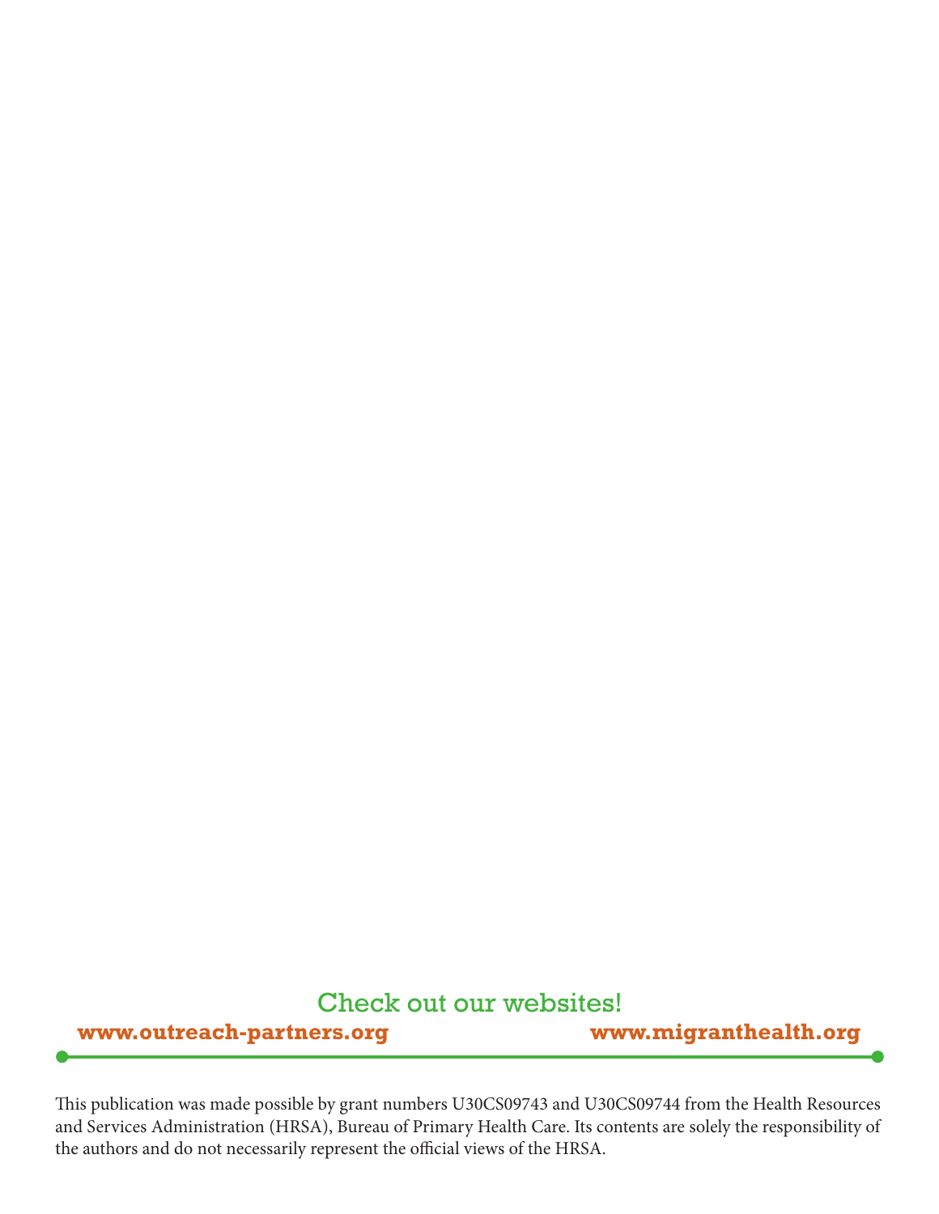Check out our websites!

**www.outreach-partners.org** **www.migranthealth.org**

This publication was made possible by grant numbers U30CS09743 and U30CS09744 from the Health Resources and Services Administration (HRSA), Bureau of Primary Health Care. Its contents are solely the responsibility of the authors and do not necessarily represent the official views of the HRSA.